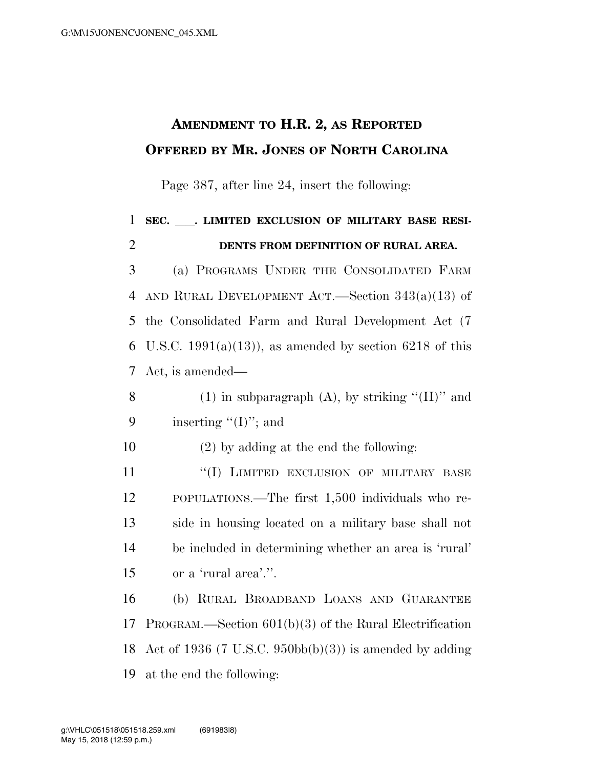# AMENDMENT TO H.R. 2, AS REPORTED OFFERED BY MR. JONES OF NORTH CAROLINA

Page 387, after line 24, insert the following:

**SEC. \_\_\_. LIMITED EXCLUSION OF MILITARY BASE RESIDENTS FROM DEFINITION OF RURAL AREA.**

(a) PROGRAMS UNDER THE CONSOLIDATED FARM AND RURAL DEVELOPMENT ACT.—Section 343(a)(13) of the Consolidated Farm and Rural Development Act (7 U.S.C. 1991(a)(13)), as amended by section 6218 of this Act, is amended—

(1) in subparagraph (A), by striking ''(H)'' and inserting ''(I)''; and

(2) by adding at the end the following:

''(I) LIMITED EXCLUSION OF MILITARY BASE POPULATIONS.—The first 1,500 individuals who reside in housing located on a military base shall not be included in determining whether an area is 'rural' or a 'rural area'.''.

(b) RURAL BROADBAND LOANS AND GUARANTEE PROGRAM.—Section 601(b)(3) of the Rural Electrification Act of 1936 (7 U.S.C. 950bb(b)(3)) is amended by adding at the end the following: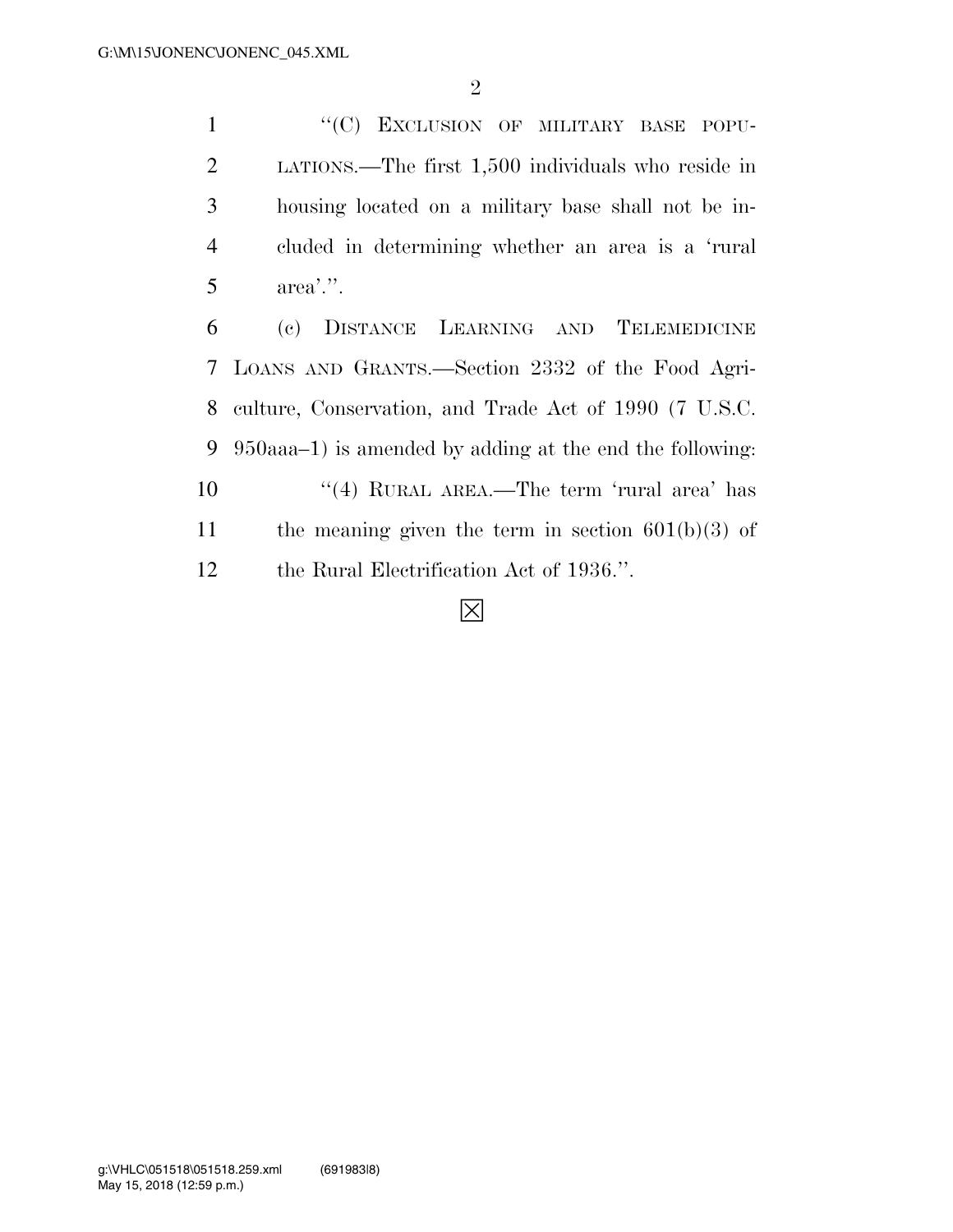"(C) EXCLUSION OF MILITARY BASE POPULATIONS.—The first 1,500 individuals who reside in housing located on a military base shall not be included in determining whether an area is a 'rural area'.".

(c) DISTANCE LEARNING AND TELEMEDICINE LOANS AND GRANTS.—Section 2332 of the Food Agriculture, Conservation, and Trade Act of 1990 (7 U.S.C. 950aaa–1) is amended by adding at the end the following:

"(4) RURAL AREA.—The term 'rural area' has the meaning given the term in section 601(b)(3) of the Rural Electrification Act of 1936.".

☒